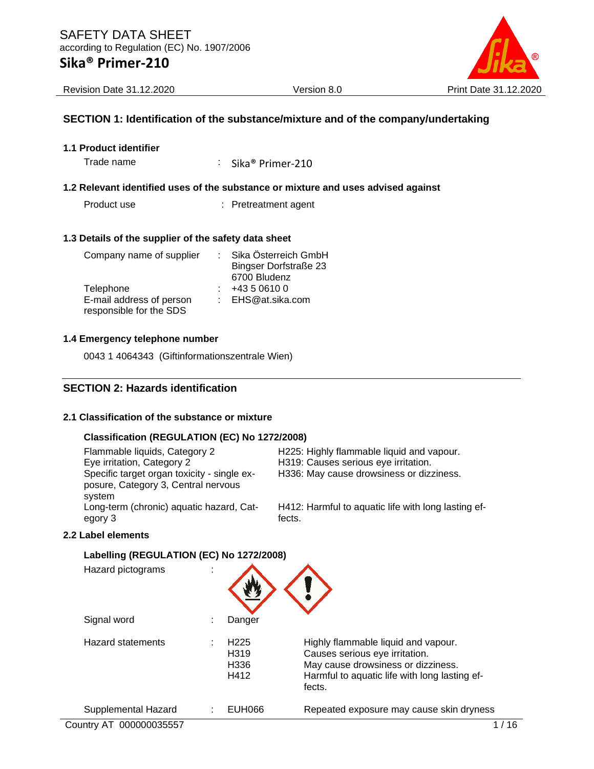SAFETY DATA SHEET
according to Regulation (EC) No. 1907/2006

# Sika® Primer-210

Revision Date 31.12.2020 Version 8.0 Print Date 31.12.2020

## SECTION 1: Identification of the substance/mixture and of the company/undertaking

### 1.1 Product identifier

| | |
|---|---|
| Trade name | : Sika® Primer-210 |

### 1.2 Relevant identified uses of the substance or mixture and uses advised against

| | |
|---|---|
| Product use | : Pretreatment agent |

### 1.3 Details of the supplier of the safety data sheet

| | |
|---|---|
| Company name of supplier | : Sika Österreich GmbH<br>Bingser Dorfstraße 23<br>6700 Bludenz |
| Telephone | : +43 5 0610 0 |
| E-mail address of person responsible for the SDS | : EHS@at.sika.com |

### 1.4 Emergency telephone number

0043 1 4064343 (Giftinformationszentrale Wien)

## SECTION 2: Hazards identification

### 2.1 Classification of the substance or mixture

**Classification (REGULATION (EC) No 1272/2008)**

| | |
|---|---|
| Flammable liquids, Category 2 | H225: Highly flammable liquid and vapour. |
| Eye irritation, Category 2 | H319: Causes serious eye irritation. |
| Specific target organ toxicity - single exposure, Category 3, Central nervous system | H336: May cause drowsiness or dizziness. |
| Long-term (chronic) aquatic hazard, Category 3 | H412: Harmful to aquatic life with long lasting effects. |

### 2.2 Label elements

**Labelling (REGULATION (EC) No 1272/2008)**

Hazard pictograms :

Signal word : Danger

| | | |
|---|---|---|
| Hazard statements | : H225 | Highly flammable liquid and vapour. |
| | H319 | Causes serious eye irritation. |
| | H336 | May cause drowsiness or dizziness. |
| | H412 | Harmful to aquatic life with long lasting effects. |
| Supplemental Hazard | : EUH066 | Repeated exposure may cause skin dryness |

Country AT 000000035557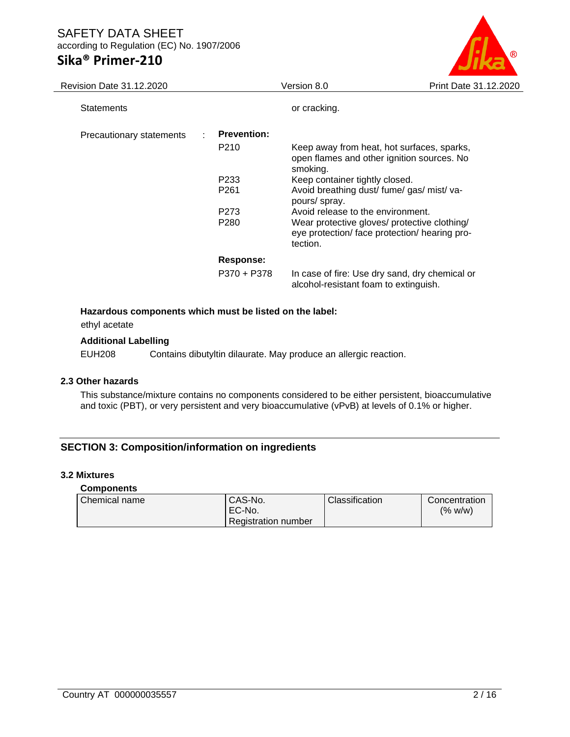| | | | |
|---|---|---|---|
| Statements | | | or cracking. |
| Precautionary statements | : | **Prevention:** | |
| | | P210 | Keep away from heat, hot surfaces, sparks, open flames and other ignition sources. No smoking. |
| | | P233 | Keep container tightly closed. |
| | | P261 | Avoid breathing dust/ fume/ gas/ mist/ vapours/ spray. |
| | | P273 | Avoid release to the environment. |
| | | P280 | Wear protective gloves/ protective clothing/ eye protection/ face protection/ hearing protection. |
| | | **Response:** | |
| | | P370 + P378 | In case of fire: Use dry sand, dry chemical or alcohol-resistant foam to extinguish. |

**Hazardous components which must be listed on the label:**

ethyl acetate

**Additional Labelling**

EUH208 Contains dibutyltin dilaurate. May produce an allergic reaction.

### 2.3 Other hazards

This substance/mixture contains no components considered to be either persistent, bioaccumulative and toxic (PBT), or very persistent and very bioaccumulative (vPvB) at levels of 0.1% or higher.

## SECTION 3: Composition/information on ingredients

### 3.2 Mixtures

**Components**

| Chemical name | CAS-No.<br>EC-No.<br>Registration number | Classification | Concentration (% w/w) |
|---|---|---|---|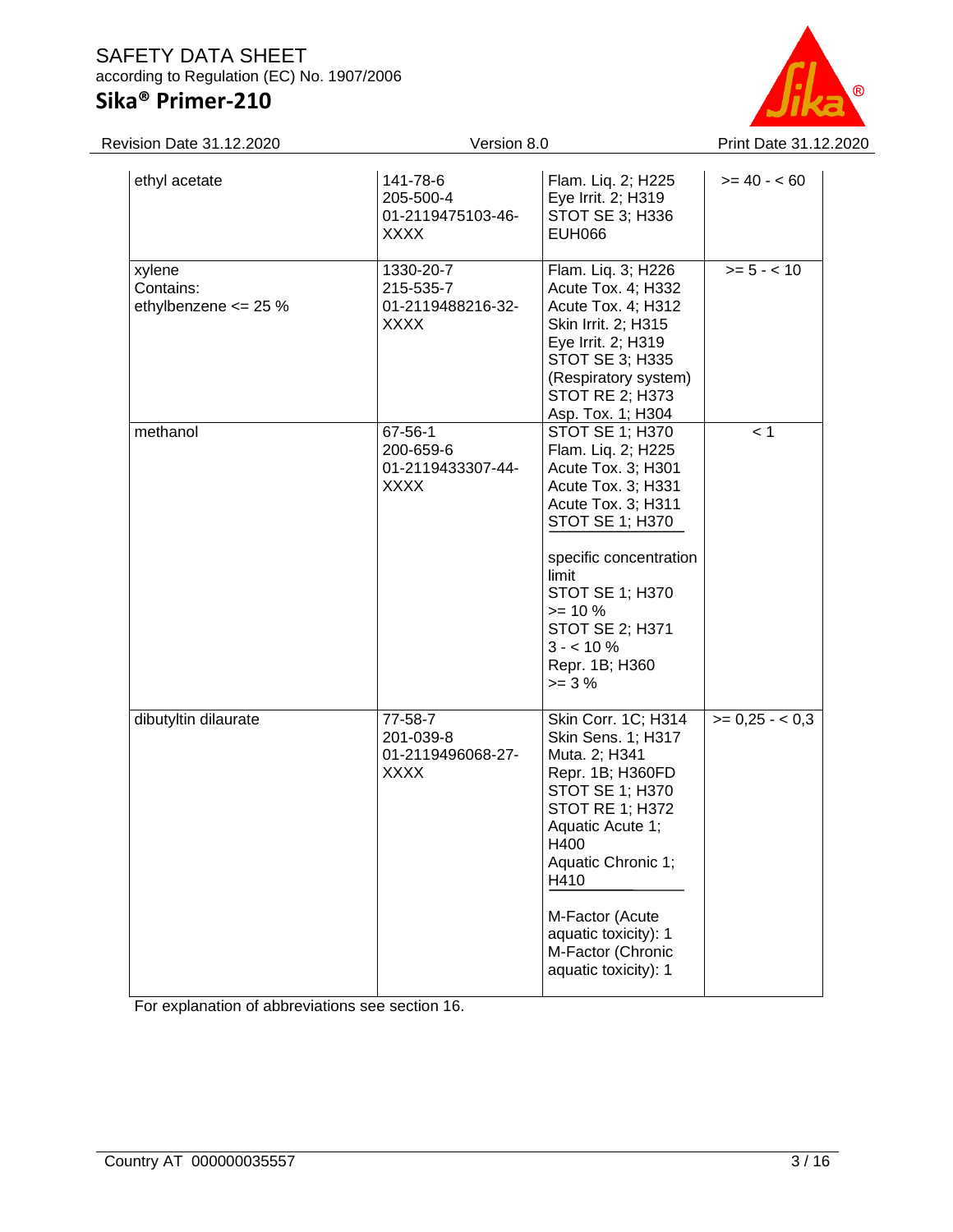| | | | |
|---|---|---|---|
| ethyl acetate | 141-78-6<br>205-500-4<br>01-2119475103-46-XXXX | Flam. Liq. 2; H225<br>Eye Irrit. 2; H319<br>STOT SE 3; H336<br>EUH066 | >= 40 - < 60 |
| xylene<br>Contains:<br>ethylbenzene <= 25 % | 1330-20-7<br>215-535-7<br>01-2119488216-32-XXXX | Flam. Liq. 3; H226<br>Acute Tox. 4; H332<br>Acute Tox. 4; H312<br>Skin Irrit. 2; H315<br>Eye Irrit. 2; H319<br>STOT SE 3; H335 (Respiratory system)<br>STOT RE 2; H373<br>Asp. Tox. 1; H304 | >= 5 - < 10 |
| methanol | 67-56-1<br>200-659-6<br>01-2119433307-44-XXXX | STOT SE 1; H370<br>Flam. Liq. 2; H225<br>Acute Tox. 3; H301<br>Acute Tox. 3; H331<br>Acute Tox. 3; H311<br>STOT SE 1; H370<br><br>specific concentration limit<br>STOT SE 1; H370<br>>= 10 %<br>STOT SE 2; H371<br>3 - < 10 %<br>Repr. 1B; H360<br>>= 3 % | < 1 |
| dibutyltin dilaurate | 77-58-7<br>201-039-8<br>01-2119496068-27-XXXX | Skin Corr. 1C; H314<br>Skin Sens. 1; H317<br>Muta. 2; H341<br>Repr. 1B; H360FD<br>STOT SE 1; H370<br>STOT RE 1; H372<br>Aquatic Acute 1; H400<br>Aquatic Chronic 1; H410<br><br>M-Factor (Acute aquatic toxicity): 1<br>M-Factor (Chronic aquatic toxicity): 1 | >= 0,25 - < 0,3 |

For explanation of abbreviations see section 16.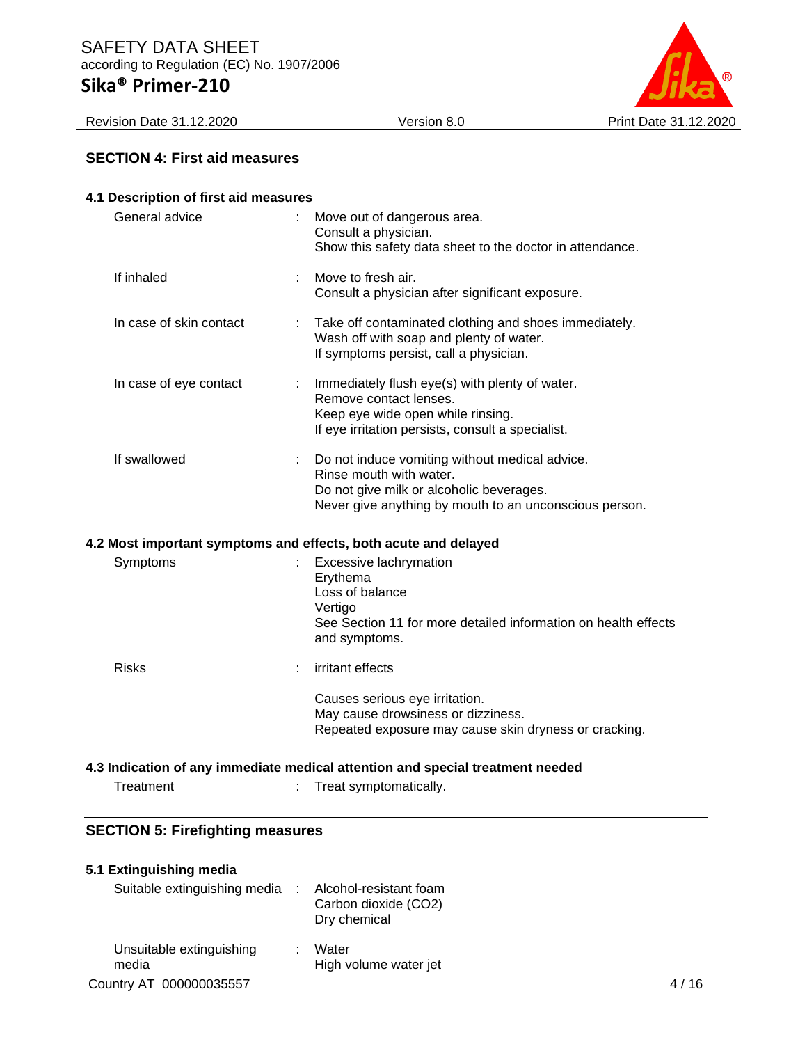## SECTION 4: First aid measures

### 4.1 Description of first aid measures

| | | |
|---|---|---|
| General advice | : | Move out of dangerous area.<br>Consult a physician.<br>Show this safety data sheet to the doctor in attendance. |
| If inhaled | : | Move to fresh air.<br>Consult a physician after significant exposure. |
| In case of skin contact | : | Take off contaminated clothing and shoes immediately.<br>Wash off with soap and plenty of water.<br>If symptoms persist, call a physician. |
| In case of eye contact | : | Immediately flush eye(s) with plenty of water.<br>Remove contact lenses.<br>Keep eye wide open while rinsing.<br>If eye irritation persists, consult a specialist. |
| If swallowed | : | Do not induce vomiting without medical advice.<br>Rinse mouth with water.<br>Do not give milk or alcoholic beverages.<br>Never give anything by mouth to an unconscious person. |

### 4.2 Most important symptoms and effects, both acute and delayed

| | | |
|---|---|---|
| Symptoms | : | Excessive lachrymation<br>Erythema<br>Loss of balance<br>Vertigo<br>See Section 11 for more detailed information on health effects and symptoms. |
| Risks | : | irritant effects<br><br>Causes serious eye irritation.<br>May cause drowsiness or dizziness.<br>Repeated exposure may cause skin dryness or cracking. |

### 4.3 Indication of any immediate medical attention and special treatment needed

| | | |
|---|---|---|
| Treatment | : | Treat symptomatically. |

## SECTION 5: Firefighting measures

### 5.1 Extinguishing media

| | | |
|---|---|---|
| Suitable extinguishing media | : | Alcohol-resistant foam<br>Carbon dioxide ($CO_2$)<br>Dry chemical |
| Unsuitable extinguishing media | : | Water<br>High volume water jet |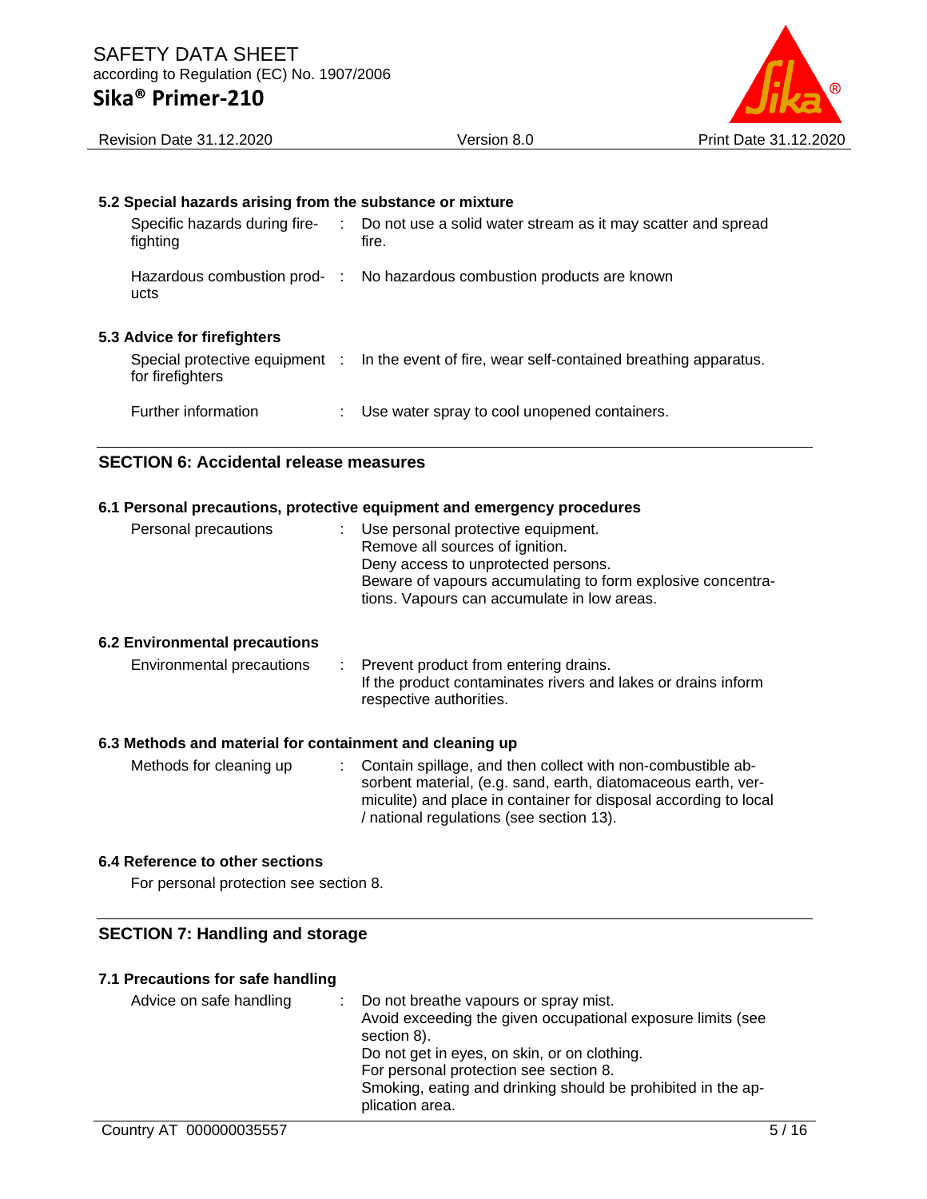### 5.2 Special hazards arising from the substance or mixture

| | |
|---|---|
| Specific hazards during fire-fighting | Do not use a solid water stream as it may scatter and spread fire. |
| Hazardous combustion products | No hazardous combustion products are known |

### 5.3 Advice for firefighters

| | |
|---|---|
| Special protective equipment for firefighters | In the event of fire, wear self-contained breathing apparatus. |
| Further information | Use water spray to cool unopened containers. |

## SECTION 6: Accidental release measures

### 6.1 Personal precautions, protective equipment and emergency procedures

Personal precautions : Use personal protective equipment.
Remove all sources of ignition.
Deny access to unprotected persons.
Beware of vapours accumulating to form explosive concentrations. Vapours can accumulate in low areas.

### 6.2 Environmental precautions

Environmental precautions : Prevent product from entering drains.
If the product contaminates rivers and lakes or drains inform respective authorities.

### 6.3 Methods and material for containment and cleaning up

Methods for cleaning up : Contain spillage, and then collect with non-combustible absorbent material, (e.g. sand, earth, diatomaceous earth, vermiculite) and place in container for disposal according to local / national regulations (see section 13).

### 6.4 Reference to other sections

For personal protection see section 8.

## SECTION 7: Handling and storage

### 7.1 Precautions for safe handling

Advice on safe handling : Do not breathe vapours or spray mist.
Avoid exceeding the given occupational exposure limits (see section 8).
Do not get in eyes, on skin, or on clothing.
For personal protection see section 8.
Smoking, eating and drinking should be prohibited in the application area.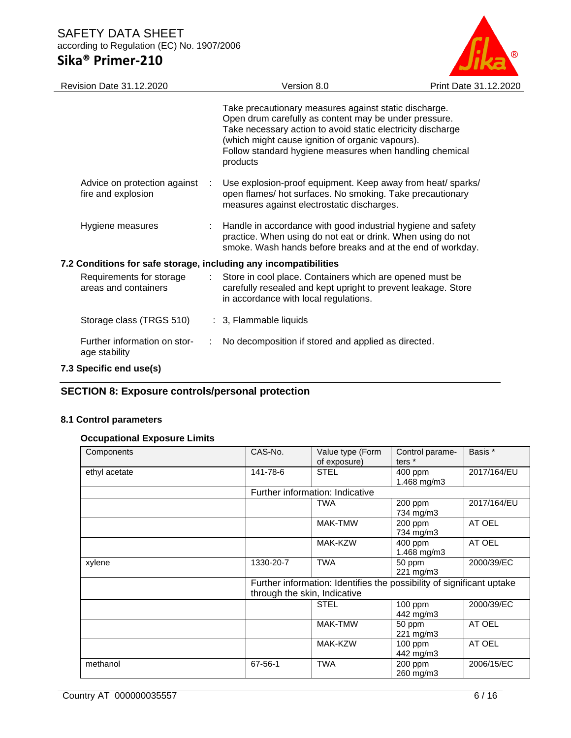Take precautionary measures against static discharge.
Open drum carefully as content may be under pressure.
Take necessary action to avoid static electricity discharge (which might cause ignition of organic vapours).
Follow standard hygiene measures when handling chemical products

| | | |
|---|---|---|
| Advice on protection against fire and explosion | : | Use explosion-proof equipment. Keep away from heat/ sparks/ open flames/ hot surfaces. No smoking. Take precautionary measures against electrostatic discharges. |
| Hygiene measures | : | Handle in accordance with good industrial hygiene and safety practice. When using do not eat or drink. When using do not smoke. Wash hands before breaks and at the end of workday. |

### 7.2 Conditions for safe storage, including any incompatibilities

| | | |
|---|---|---|
| Requirements for storage areas and containers | : | Store in cool place. Containers which are opened must be carefully resealed and kept upright to prevent leakage. Store in accordance with local regulations. |
| Storage class (TRGS 510) | : | 3, Flammable liquids |
| Further information on storage stability | : | No decomposition if stored and applied as directed. |

### 7.3 Specific end use(s)

## SECTION 8: Exposure controls/personal protection

### 8.1 Control parameters

**Occupational Exposure Limits**

| Components | CAS-No. | Value type (Form of exposure) | Control parameters * | Basis * |
|---|---|---|---|---|
| ethyl acetate | 141-78-6 | STEL | 400 ppm<br>1.468 mg/m3 | 2017/164/EU |
| | Further information: Indicative | | | |
| | | TWA | 200 ppm<br>734 mg/m3 | 2017/164/EU |
| | | MAK-TMW | 200 ppm<br>734 mg/m3 | AT OEL |
| | | MAK-KZW | 400 ppm<br>1.468 mg/m3 | AT OEL |
| xylene | 1330-20-7 | TWA | 50 ppm<br>221 mg/m3 | 2000/39/EC |
| | Further information: Identifies the possibility of significant uptake through the skin, Indicative | | | |
| | | STEL | 100 ppm<br>442 mg/m3 | 2000/39/EC |
| | | MAK-TMW | 50 ppm<br>221 mg/m3 | AT OEL |
| | | MAK-KZW | 100 ppm<br>442 mg/m3 | AT OEL |
| methanol | 67-56-1 | TWA | 200 ppm<br>260 mg/m3 | 2006/15/EC |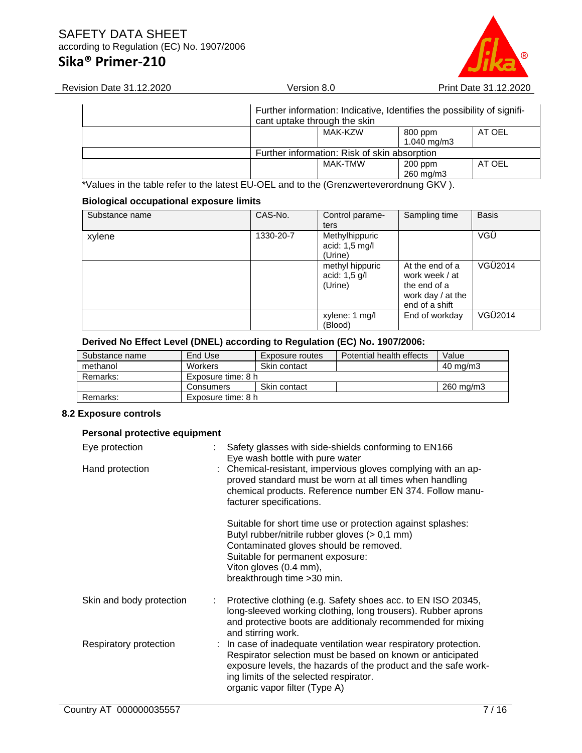| | | | | |
|---|---|---|---|---|
| | Further information: Indicative, Identifies the possibility of significant uptake through the skin | | | |
| | | MAK-KZW | 800 ppm 1.040 mg/m3 | AT OEL |
| | Further information: Risk of skin absorption | | | |
| | | MAK-TMW | 200 ppm 260 mg/m3 | AT OEL |

*Values in the table refer to the latest EU-OEL and to the (Grenzwerteverordnung GKV ).

**Biological occupational exposure limits**

| Substance name | CAS-No. | Control parameters | Sampling time | Basis |
|---|---|---|---|---|
| xylene | 1330-20-7 | Methylhippuric acid: 1,5 mg/l (Urine) | | VGÜ |
| | | methyl hippuric acid: 1,5 g/l (Urine) | At the end of a work week / at the end of a work day / at the end of a shift | VGÜ2014 |
| | | xylene: 1 mg/l (Blood) | End of workday | VGÜ2014 |

**Derived No Effect Level (DNEL) according to Regulation (EC) No. 1907/2006:**

| Substance name | End Use | Exposure routes | Potential health effects | Value |
|---|---|---|---|---|
| methanol | Workers | Skin contact | | 40 mg/m3 |
| Remarks: | Exposure time: 8 h | | | |
| | Consumers | Skin contact | | 260 mg/m3 |
| Remarks: | Exposure time: 8 h | | | |

## 8.2 Exposure controls

**Personal protective equipment**

Eye protection : Safety glasses with side-shields conforming to EN166
Eye wash bottle with pure water

Hand protection : Chemical-resistant, impervious gloves complying with an approved standard must be worn at all times when handling chemical products. Reference number EN 374. Follow manufacturer specifications.

Suitable for short time use or protection against splashes:
Butyl rubber/nitrile rubber gloves (> 0,1 mm)
Contaminated gloves should be removed.
Suitable for permanent exposure:
Viton gloves (0.4 mm),
breakthrough time >30 min.

Skin and body protection : Protective clothing (e.g. Safety shoes acc. to EN ISO 20345, long-sleeved working clothing, long trousers). Rubber aprons and protective boots are additionaly recommended for mixing and stirring work.

Respiratory protection : In case of inadequate ventilation wear respiratory protection. Respirator selection must be based on known or anticipated exposure levels, the hazards of the product and the safe working limits of the selected respirator.
organic vapor filter (Type A)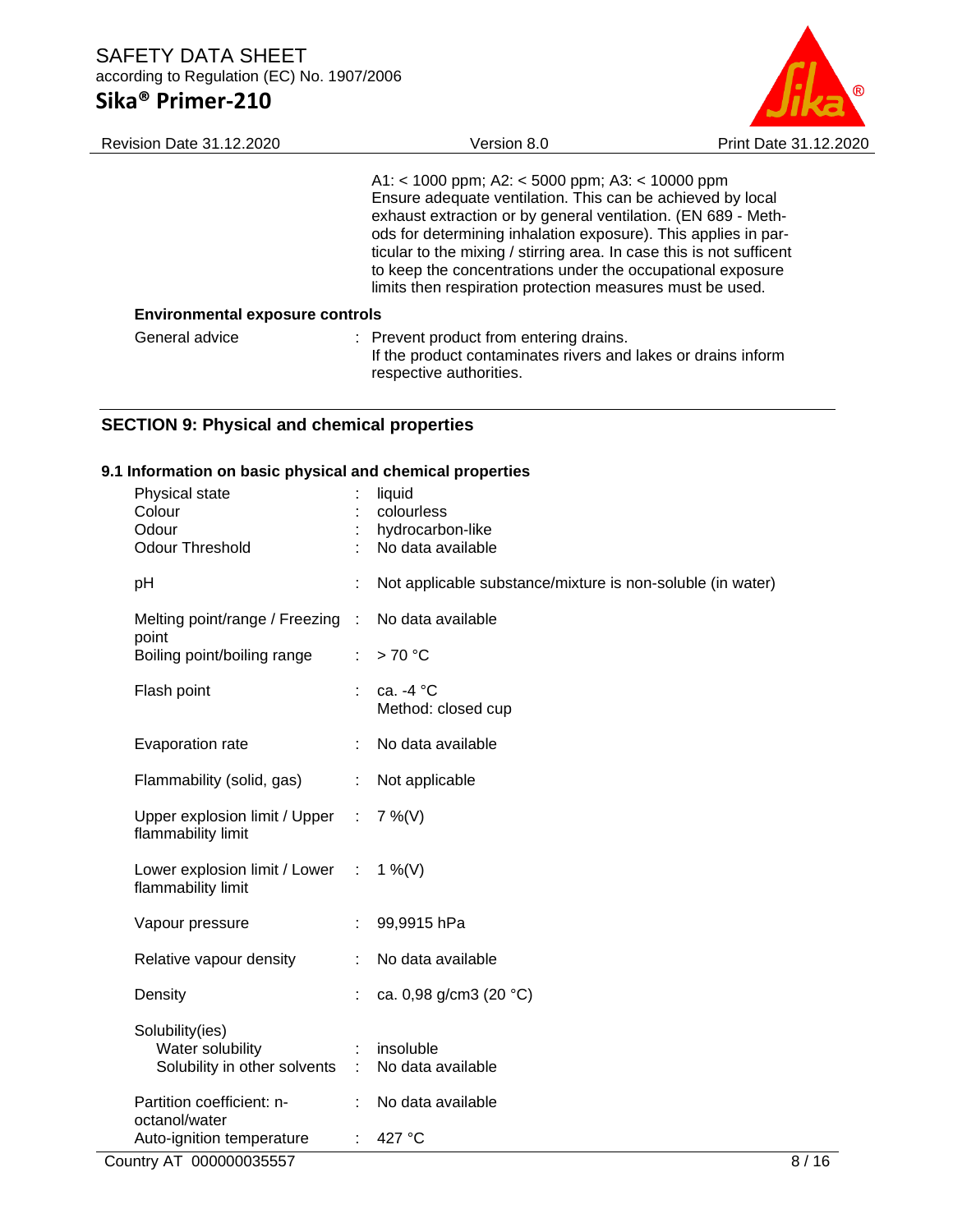A1: < 1000 ppm; A2: < 5000 ppm; A3: < 10000 ppm
Ensure adequate ventilation. This can be achieved by local exhaust extraction or by general ventilation. (EN 689 - Methods for determining inhalation exposure). This applies in particular to the mixing / stirring area. In case this is not sufficent to keep the concentrations under the occupational exposure limits then respiration protection measures must be used.

**Environmental exposure controls**

| | | |
|---|---|---|
| General advice | : | Prevent product from entering drains.<br>If the product contaminates rivers and lakes or drains inform respective authorities. |

## SECTION 9: Physical and chemical properties

### 9.1 Information on basic physical and chemical properties

| | | |
|---|---|---|
| Physical state | : | liquid |
| Colour | : | colourless |
| Odour | : | hydrocarbon-like |
| Odour Threshold | : | No data available |
| pH | : | Not applicable substance/mixture is non-soluble (in water) |
| Melting point/range / Freezing point | : | No data available |
| Boiling point/boiling range | : | > 70 °C |
| Flash point | : | ca. -4 °C<br>Method: closed cup |
| Evaporation rate | : | No data available |
| Flammability (solid, gas) | : | Not applicable |
| Upper explosion limit / Upper flammability limit | : | 7 %(V) |
| Lower explosion limit / Lower flammability limit | : | 1 %(V) |
| Vapour pressure | : | 99,9915 hPa |
| Relative vapour density | : | No data available |
| Density | : | ca. 0,98 g/cm3 (20 °C) |
| Solubility(ies) | | |
| Water solubility | : | insoluble |
| Solubility in other solvents | : | No data available |
| Partition coefficient: n-octanol/water | : | No data available |
| Auto-ignition temperature | : | 427 °C |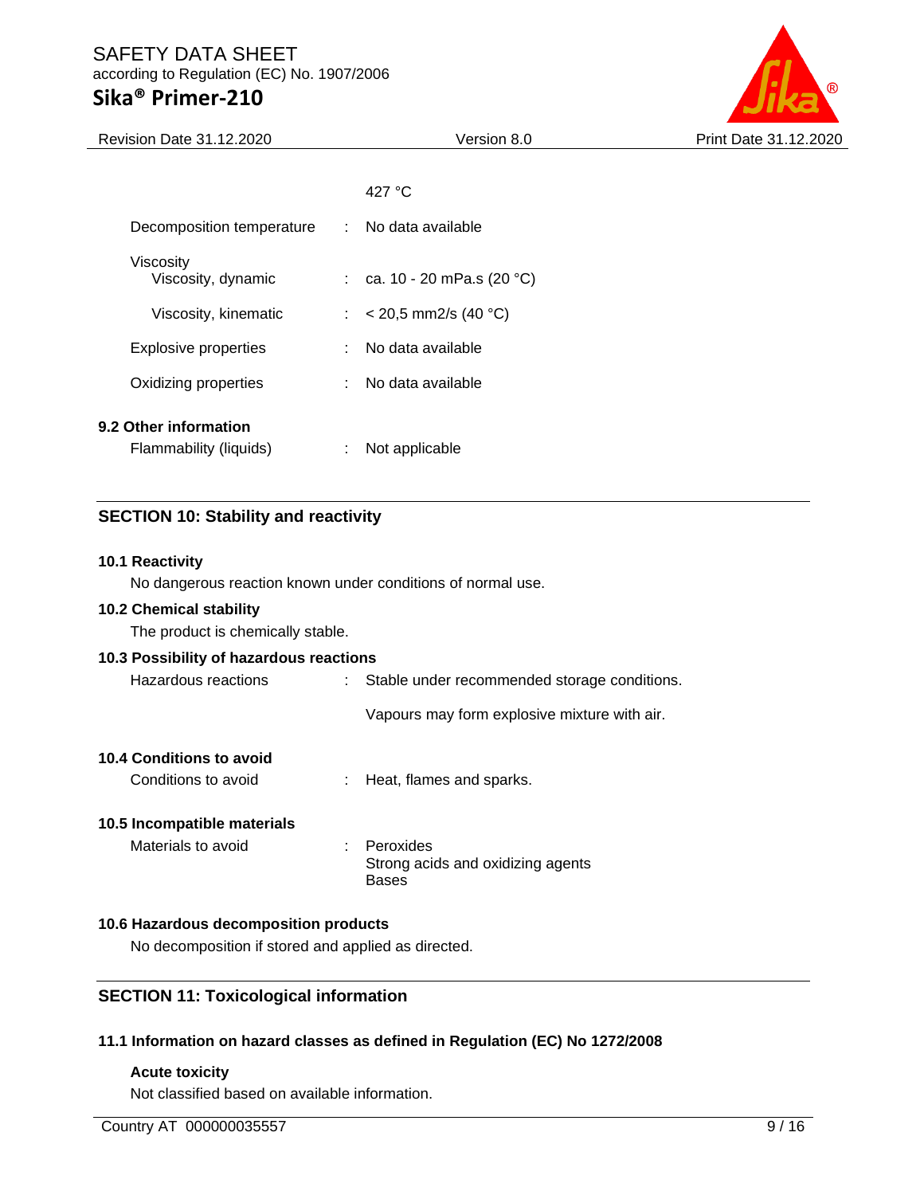427 °C

| | | |
|---|---|---|
| Decomposition temperature | : | No data available |
| Viscosity<br>Viscosity, dynamic | : | ca. 10 - 20 mPa.s (20 °C) |
| Viscosity, kinematic | : | < 20,5 mm2/s (40 °C) |
| Explosive properties | : | No data available |
| Oxidizing properties | : | No data available |

### 9.2 Other information

| | | |
|---|---|---|
| Flammability (liquids) | : | Not applicable |

## SECTION 10: Stability and reactivity

### 10.1 Reactivity

No dangerous reaction known under conditions of normal use.

### 10.2 Chemical stability

The product is chemically stable.

### 10.3 Possibility of hazardous reactions

| | | |
|---|---|---|
| Hazardous reactions | : | Stable under recommended storage conditions.<br><br>Vapours may form explosive mixture with air. |

### 10.4 Conditions to avoid

| | | |
|---|---|---|
| Conditions to avoid | : | Heat, flames and sparks. |

### 10.5 Incompatible materials

| | | |
|---|---|---|
| Materials to avoid | : | Peroxides<br>Strong acids and oxidizing agents<br>Bases |

### 10.6 Hazardous decomposition products

No decomposition if stored and applied as directed.

## SECTION 11: Toxicological information

### 11.1 Information on hazard classes as defined in Regulation (EC) No 1272/2008

**Acute toxicity**

Not classified based on available information.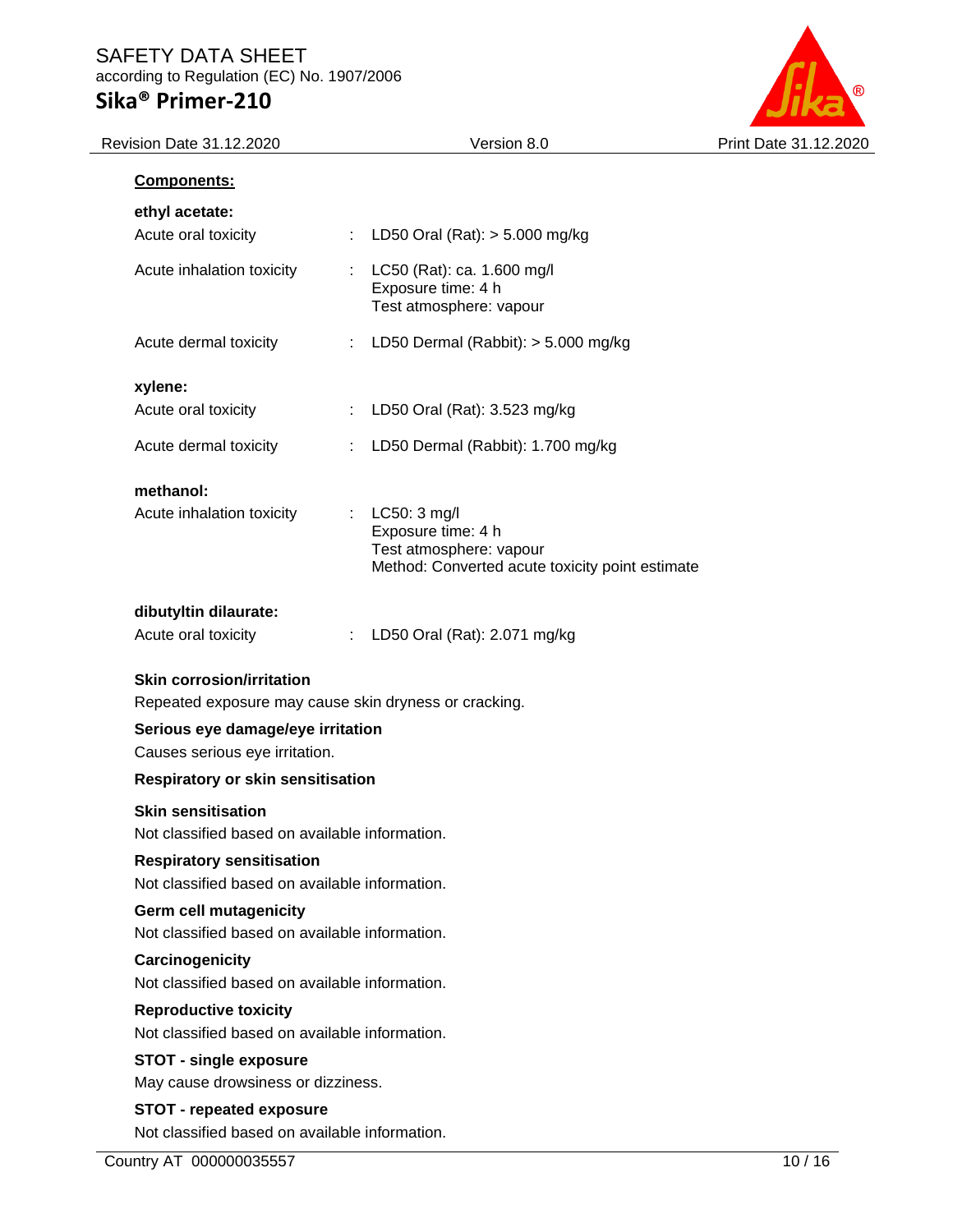**Components:**

**ethyl acetate:**

Acute oral toxicity : LD50 Oral (Rat): > 5.000 mg/kg

Acute inhalation toxicity : LC50 (Rat): ca. 1.600 mg/l
Exposure time: 4 h
Test atmosphere: vapour

Acute dermal toxicity : LD50 Dermal (Rabbit): > 5.000 mg/kg

**xylene:**

Acute oral toxicity : LD50 Oral (Rat): 3.523 mg/kg

Acute dermal toxicity : LD50 Dermal (Rabbit): 1.700 mg/kg

**methanol:**

Acute inhalation toxicity : LC50: 3 mg/l
Exposure time: 4 h
Test atmosphere: vapour
Method: Converted acute toxicity point estimate

**dibutyltin dilaurate:**

Acute oral toxicity : LD50 Oral (Rat): 2.071 mg/kg

**Skin corrosion/irritation**

Repeated exposure may cause skin dryness or cracking.

**Serious eye damage/eye irritation**

Causes serious eye irritation.

**Respiratory or skin sensitisation**

**Skin sensitisation**

Not classified based on available information.

**Respiratory sensitisation**

Not classified based on available information.

**Germ cell mutagenicity**

Not classified based on available information.

**Carcinogenicity**

Not classified based on available information.

**Reproductive toxicity**

Not classified based on available information.

**STOT - single exposure**

May cause drowsiness or dizziness.

**STOT - repeated exposure**

Not classified based on available information.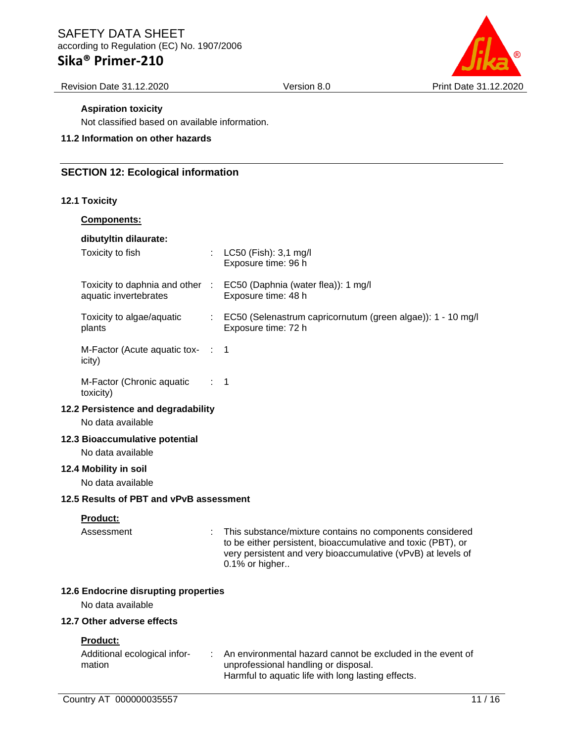**Aspiration toxicity**

Not classified based on available information.

**11.2 Information on other hazards**

## SECTION 12: Ecological information

**12.1 Toxicity**

**Components:**

**dibutyltin dilaurate:**

| | | |
|---|---|---|
| Toxicity to fish | : | LC50 (Fish): 3,1 mg/l<br>Exposure time: 96 h |
| Toxicity to daphnia and other aquatic invertebrates | : | EC50 (Daphnia (water flea)): 1 mg/l<br>Exposure time: 48 h |
| Toxicity to algae/aquatic plants | : | EC50 (Selenastrum capricornutum (green algae)): 1 - 10 mg/l<br>Exposure time: 72 h |
| M-Factor (Acute aquatic toxicity) | : | 1 |
| M-Factor (Chronic aquatic toxicity) | : | 1 |

**12.2 Persistence and degradability**

No data available

**12.3 Bioaccumulative potential**

No data available

**12.4 Mobility in soil**

No data available

**12.5 Results of PBT and vPvB assessment**

**Product:**

| | | |
|---|---|---|
| Assessment | : | This substance/mixture contains no components considered to be either persistent, bioaccumulative and toxic (PBT), or very persistent and very bioaccumulative (vPvB) at levels of 0.1% or higher.. |

**12.6 Endocrine disrupting properties**

No data available

**12.7 Other adverse effects**

**Product:**

| | | |
|---|---|---|
| Additional ecological information | : | An environmental hazard cannot be excluded in the event of unprofessional handling or disposal.<br>Harmful to aquatic life with long lasting effects. |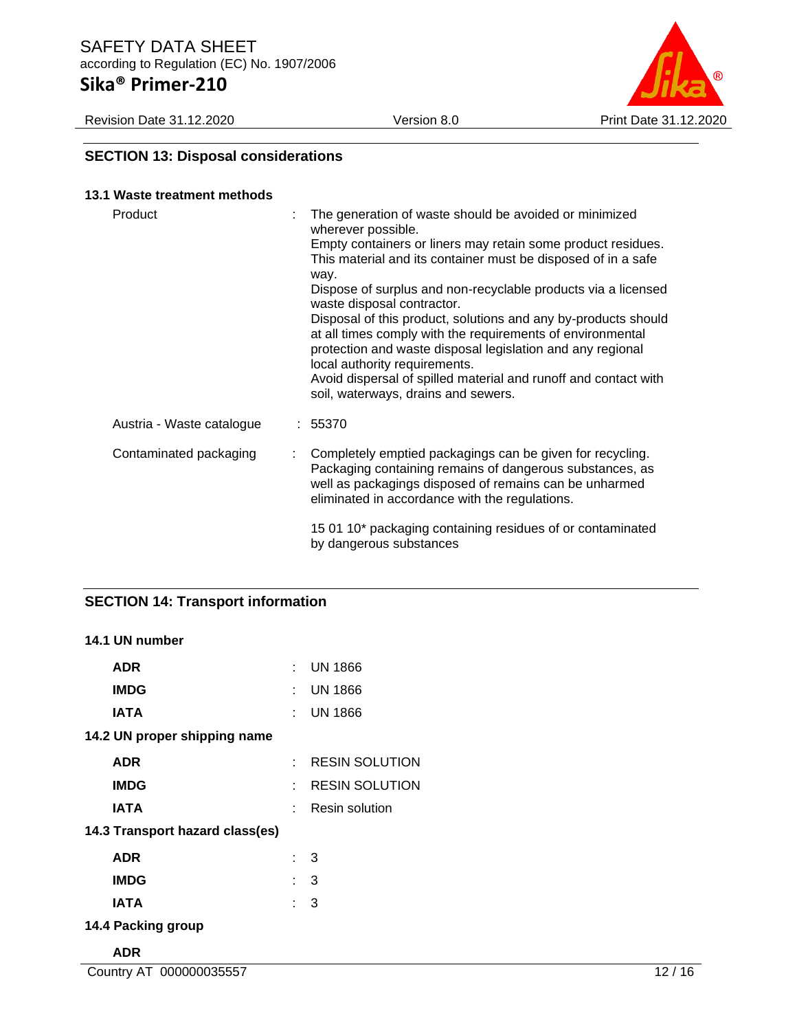## SECTION 13: Disposal considerations

### 13.1 Waste treatment methods

| | | |
|---|---|---|
| Product | : | The generation of waste should be avoided or minimized wherever possible. Empty containers or liners may retain some product residues. This material and its container must be disposed of in a safe way. Dispose of surplus and non-recyclable products via a licensed waste disposal contractor. Disposal of this product, solutions and any by-products should at all times comply with the requirements of environmental protection and waste disposal legislation and any regional local authority requirements. Avoid dispersal of spilled material and runoff and contact with soil, waterways, drains and sewers. |
| Austria - Waste catalogue | : | 55370 |
| Contaminated packaging | : | Completely emptied packagings can be given for recycling. Packaging containing remains of dangerous substances, as well as packagings disposed of remains can be unharmed eliminated in accordance with the regulations. 15 01 10* packaging containing residues of or contaminated by dangerous substances |

## SECTION 14: Transport information

### 14.1 UN number

| | | |
|---|---|---|
| **ADR** | : | UN 1866 |
| **IMDG** | : | UN 1866 |
| **IATA** | : | UN 1866 |

### 14.2 UN proper shipping name

| | | |
|---|---|---|
| **ADR** | : | RESIN SOLUTION |
| **IMDG** | : | RESIN SOLUTION |
| **IATA** | : | Resin solution |

### 14.3 Transport hazard class(es)

| | | |
|---|---|---|
| **ADR** | : | 3 |
| **IMDG** | : | 3 |
| **IATA** | : | 3 |

### 14.4 Packing group

**ADR**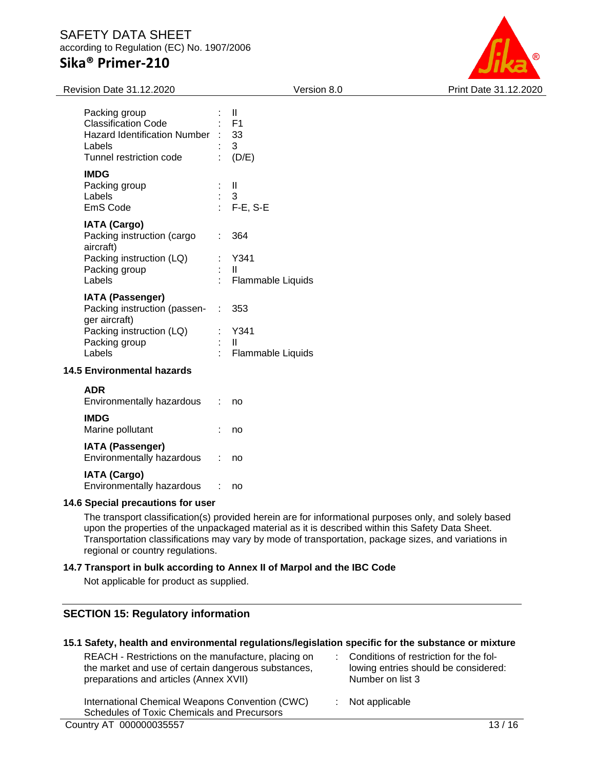| | | |
|---|---|---|
| Packing group | : | II |
| Classification Code | : | F1 |
| Hazard Identification Number | : | 33 |
| Labels | : | 3 |
| Tunnel restriction code | : | (D/E) |

**IMDG**

| | | |
|---|---|---|
| Packing group | : | II |
| Labels | : | 3 |
| EmS Code | : | F-E, S-E |

**IATA (Cargo)**

| | | |
|---|---|---|
| Packing instruction (cargo aircraft) | : | 364 |
| Packing instruction (LQ) | : | Y341 |
| Packing group | : | II |
| Labels | : | Flammable Liquids |

**IATA (Passenger)**

| | | |
|---|---|---|
| Packing instruction (passenger aircraft) | : | 353 |
| Packing instruction (LQ) | : | Y341 |
| Packing group | : | II |
| Labels | : | Flammable Liquids |

### 14.5 Environmental hazards

**ADR**

Environmentally hazardous : no

**IMDG**

Marine pollutant : no

**IATA (Passenger)**

Environmentally hazardous : no

**IATA (Cargo)**

Environmentally hazardous : no

### 14.6 Special precautions for user

The transport classification(s) provided herein are for informational purposes only, and solely based upon the properties of the unpackaged material as it is described within this Safety Data Sheet. Transportation classifications may vary by mode of transportation, package sizes, and variations in regional or country regulations.

### 14.7 Transport in bulk according to Annex II of Marpol and the IBC Code

Not applicable for product as supplied.

## SECTION 15: Regulatory information

### 15.1 Safety, health and environmental regulations/legislation specific for the substance or mixture

| | | |
|---|---|---|
| REACH - Restrictions on the manufacture, placing on the market and use of certain dangerous substances, preparations and articles (Annex XVII) | : | Conditions of restriction for the following entries should be considered: Number on list 3 |
| International Chemical Weapons Convention (CWC) Schedules of Toxic Chemicals and Precursors | : | Not applicable |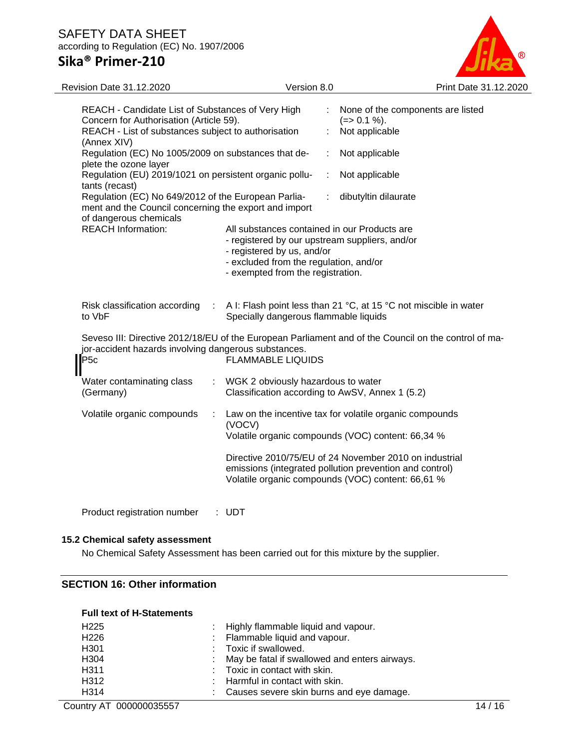| | | |
|---|---|---|
| REACH - Candidate List of Substances of Very High Concern for Authorisation (Article 59). | : | None of the components are listed (=> 0.1 %). |
| REACH - List of substances subject to authorisation (Annex XIV) | : | Not applicable |
| Regulation (EC) No 1005/2009 on substances that deplete the ozone layer | : | Not applicable |
| Regulation (EU) 2019/1021 on persistent organic pollutants (recast) | : | Not applicable |
| Regulation (EC) No 649/2012 of the European Parliament and the Council concerning the export and import of dangerous chemicals | : | dibutyltin dilaurate |

REACH Information: All substances contained in our Products are
- registered by our upstream suppliers, and/or
- registered by us, and/or
- excluded from the regulation, and/or
- exempted from the registration.

| | | |
|---|---|---|
| Risk classification according to VbF | : | A I: Flash point less than 21 °C, at 15 °C not miscible in water<br>Specially dangerous flammable liquids |

Seveso III: Directive 2012/18/EU of the European Parliament and of the Council on the control of major-accident hazards involving dangerous substances.

| | |
|---|---|
| P5c | FLAMMABLE LIQUIDS |

| | | |
|---|---|---|
| Water contaminating class (Germany) | : | WGK 2 obviously hazardous to water<br>Classification according to AwSV, Annex 1 (5.2) |
| Volatile organic compounds | : | Law on the incentive tax for volatile organic compounds (VOCV)<br>Volatile organic compounds (VOC) content: 66,34 %<br><br>Directive 2010/75/EU of 24 November 2010 on industrial emissions (integrated pollution prevention and control)<br>Volatile organic compounds (VOC) content: 66,61 % |
| Product registration number | : | UDT |

### 15.2 Chemical safety assessment

No Chemical Safety Assessment has been carried out for this mixture by the supplier.

## SECTION 16: Other information

**Full text of H-Statements**

| | | |
|---|---|---|
| H225 | : | Highly flammable liquid and vapour. |
| H226 | : | Flammable liquid and vapour. |
| H301 | : | Toxic if swallowed. |
| H304 | : | May be fatal if swallowed and enters airways. |
| H311 | : | Toxic in contact with skin. |
| H312 | : | Harmful in contact with skin. |
| H314 | : | Causes severe skin burns and eye damage. |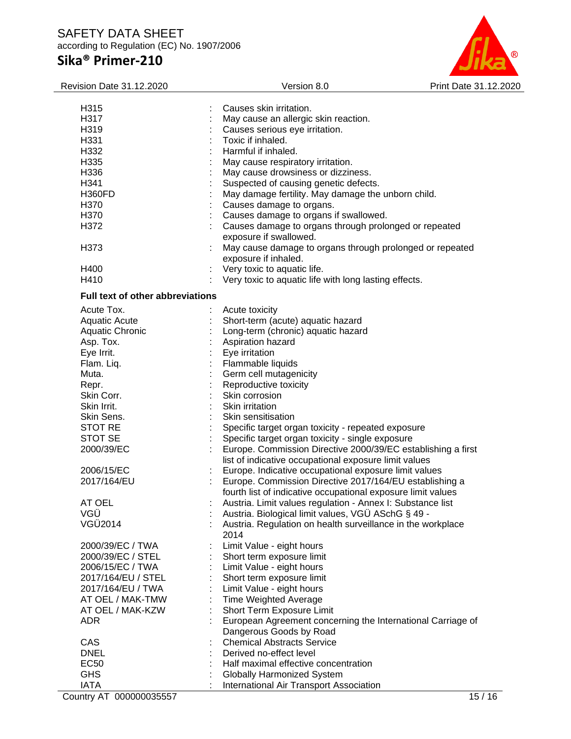| | | |
|---|---|---|
| H315 | : | Causes skin irritation. |
| H317 | : | May cause an allergic skin reaction. |
| H319 | : | Causes serious eye irritation. |
| H331 | : | Toxic if inhaled. |
| H332 | : | Harmful if inhaled. |
| H335 | : | May cause respiratory irritation. |
| H336 | : | May cause drowsiness or dizziness. |
| H341 | : | Suspected of causing genetic defects. |
| H360FD | : | May damage fertility. May damage the unborn child. |
| H370 | : | Causes damage to organs. |
| H370 | : | Causes damage to organs if swallowed. |
| H372 | : | Causes damage to organs through prolonged or repeated exposure if swallowed. |
| H373 | : | May cause damage to organs through prolonged or repeated exposure if inhaled. |
| H400 | : | Very toxic to aquatic life. |
| H410 | : | Very toxic to aquatic life with long lasting effects. |

**Full text of other abbreviations**

| | | |
|---|---|---|
| Acute Tox. | : | Acute toxicity |
| Aquatic Acute | : | Short-term (acute) aquatic hazard |
| Aquatic Chronic | : | Long-term (chronic) aquatic hazard |
| Asp. Tox. | : | Aspiration hazard |
| Eye Irrit. | : | Eye irritation |
| Flam. Liq. | : | Flammable liquids |
| Muta. | : | Germ cell mutagenicity |
| Repr. | : | Reproductive toxicity |
| Skin Corr. | : | Skin corrosion |
| Skin Irrit. | : | Skin irritation |
| Skin Sens. | : | Skin sensitisation |
| STOT RE | : | Specific target organ toxicity - repeated exposure |
| STOT SE | : | Specific target organ toxicity - single exposure |
| 2000/39/EC | : | Europe. Commission Directive 2000/39/EC establishing a first list of indicative occupational exposure limit values |
| 2006/15/EC | : | Europe. Indicative occupational exposure limit values |
| 2017/164/EU | : | Europe. Commission Directive 2017/164/EU establishing a fourth list of indicative occupational exposure limit values |
| AT OEL | : | Austria. Limit values regulation - Annex I: Substance list |
| VGÜ | : | Austria. Biological limit values, VGÜ ASchG § 49 - |
| VGÜ2014 | : | Austria. Regulation on health surveillance in the workplace 2014 |
| 2000/39/EC / TWA | : | Limit Value - eight hours |
| 2000/39/EC / STEL | : | Short term exposure limit |
| 2006/15/EC / TWA | : | Limit Value - eight hours |
| 2017/164/EU / STEL | : | Short term exposure limit |
| 2017/164/EU / TWA | : | Limit Value - eight hours |
| AT OEL / MAK-TMW | : | Time Weighted Average |
| AT OEL / MAK-KZW | : | Short Term Exposure Limit |
| ADR | : | European Agreement concerning the International Carriage of Dangerous Goods by Road |
| CAS | : | Chemical Abstracts Service |
| DNEL | : | Derived no-effect level |
| EC50 | : | Half maximal effective concentration |
| GHS | : | Globally Harmonized System |
| IATA | : | International Air Transport Association |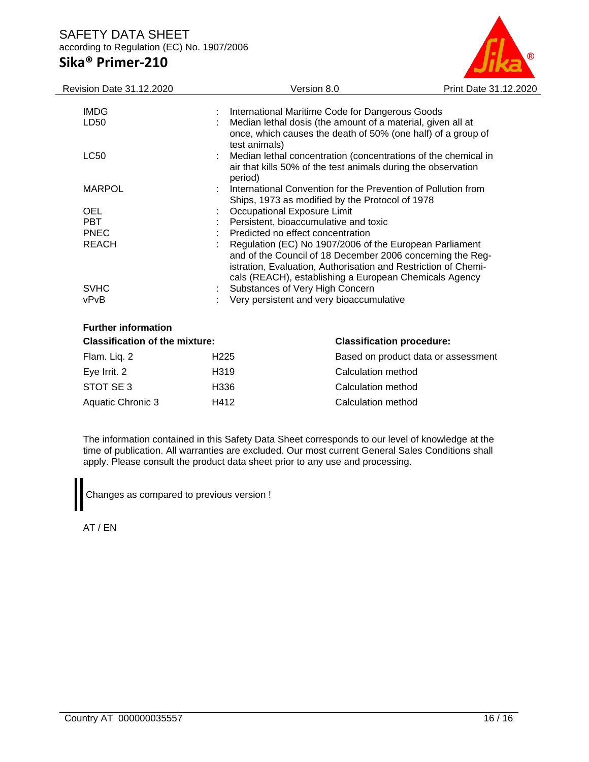| | | |
|---|---|---|
| IMDG | : | International Maritime Code for Dangerous Goods |
| LD50 | : | Median lethal dosis (the amount of a material, given all at once, which causes the death of 50% (one half) of a group of test animals) |
| LC50 | : | Median lethal concentration (concentrations of the chemical in air that kills 50% of the test animals during the observation period) |
| MARPOL | : | International Convention for the Prevention of Pollution from Ships, 1973 as modified by the Protocol of 1978 |
| OEL | : | Occupational Exposure Limit |
| PBT | : | Persistent, bioaccumulative and toxic |
| PNEC | : | Predicted no effect concentration |
| REACH | : | Regulation (EC) No 1907/2006 of the European Parliament and of the Council of 18 December 2006 concerning the Registration, Evaluation, Authorisation and Restriction of Chemicals (REACH), establishing a European Chemicals Agency |
| SVHC | : | Substances of Very High Concern |
| vPvB | : | Very persistent and very bioaccumulative |

**Further information**

| Classification of the mixture: | | Classification procedure: |
|---|---|---|
| Flam. Liq. 2 | H225 | Based on product data or assessment |
| Eye Irrit. 2 | H319 | Calculation method |
| STOT SE 3 | H336 | Calculation method |
| Aquatic Chronic 3 | H412 | Calculation method |

The information contained in this Safety Data Sheet corresponds to our level of knowledge at the time of publication. All warranties are excluded. Our most current General Sales Conditions shall apply. Please consult the product data sheet prior to any use and processing.

Changes as compared to previous version !

AT / EN

Country AT 000000035557